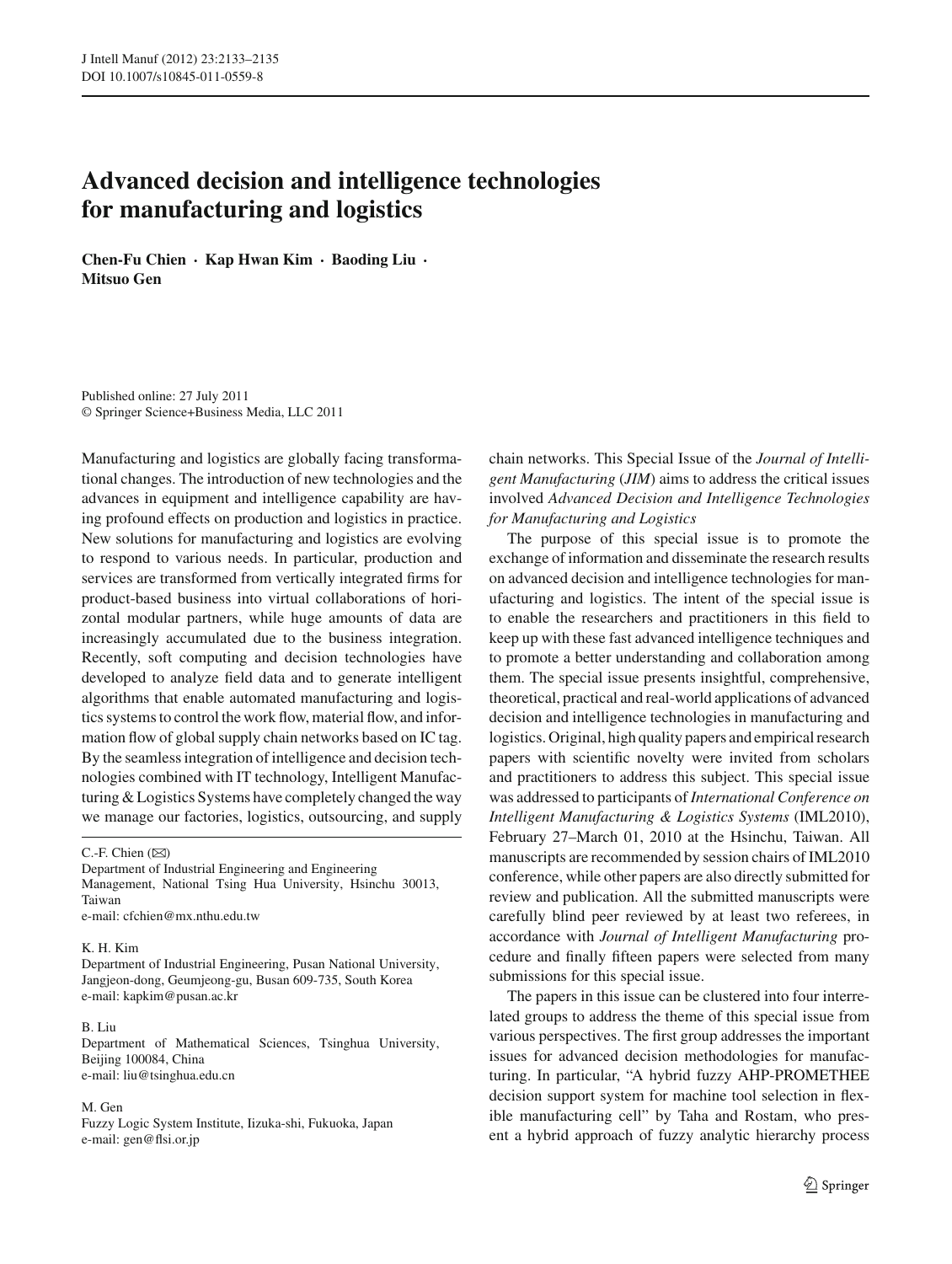# Advanced decision and intelligence technologies for manufacturing and logistics

**Chen-Fu Chien · Kap Hwan Kim · Baoding Liu · Mitsuo Gen**

Published online: 27 July 2011
© Springer Science+Business Media, LLC 2011

Manufacturing and logistics are globally facing transformational changes. The introduction of new technologies and the advances in equipment and intelligence capability are having profound effects on production and logistics in practice. New solutions for manufacturing and logistics are evolving to respond to various needs. In particular, production and services are transformed from vertically integrated firms for product-based business into virtual collaborations of horizontal modular partners, while huge amounts of data are increasingly accumulated due to the business integration. Recently, soft computing and decision technologies have developed to analyze field data and to generate intelligent algorithms that enable automated manufacturing and logistics systems to control the work flow, material flow, and information flow of global supply chain networks based on IC tag. By the seamless integration of intelligence and decision technologies combined with IT technology, Intelligent Manufacturing & Logistics Systems have completely changed the way we manage our factories, logistics, outsourcing, and supply chain networks. This Special Issue of the *Journal of Intelligent Manufacturing* (*JIM*) aims to address the critical issues involved *Advanced Decision and Intelligence Technologies for Manufacturing and Logistics*

The purpose of this special issue is to promote the exchange of information and disseminate the research results on advanced decision and intelligence technologies for manufacturing and logistics. The intent of the special issue is to enable the researchers and practitioners in this field to keep up with these fast advanced intelligence techniques and to promote a better understanding and collaboration among them. The special issue presents insightful, comprehensive, theoretical, practical and real-world applications of advanced decision and intelligence technologies in manufacturing and logistics. Original, high quality papers and empirical research papers with scientific novelty were invited from scholars and practitioners to address this subject. This special issue was addressed to participants of *International Conference on Intelligent Manufacturing & Logistics Systems* (IML2010), February 27–March 01, 2010 at the Hsinchu, Taiwan. All manuscripts are recommended by session chairs of IML2010 conference, while other papers are also directly submitted for review and publication. All the submitted manuscripts were carefully blind peer reviewed by at least two referees, in accordance with *Journal of Intelligent Manufacturing* procedure and finally fifteen papers were selected from many submissions for this special issue.

The papers in this issue can be clustered into four interrelated groups to address the theme of this special issue from various perspectives. The first group addresses the important issues for advanced decision methodologies for manufacturing. In particular, "A hybrid fuzzy AHP-PROMETHEE decision support system for machine tool selection in flexible manufacturing cell" by Taha and Rostam, who present a hybrid approach of fuzzy analytic hierarchy process

C.-F. Chien (✉)
Department of Industrial Engineering and Engineering Management, National Tsing Hua University, Hsinchu 30013, Taiwan
e-mail: cfchien@mx.nthu.edu.tw

K. H. Kim
Department of Industrial Engineering, Pusan National University, Jangjeon-dong, Geumjeong-gu, Busan 609-735, South Korea
e-mail: kapkim@pusan.ac.kr

B. Liu
Department of Mathematical Sciences, Tsinghua University, Beijing 100084, China
e-mail: liu@tsinghua.edu.cn

M. Gen
Fuzzy Logic System Institute, Iizuka-shi, Fukuoka, Japan
e-mail: gen@flsi.or.jp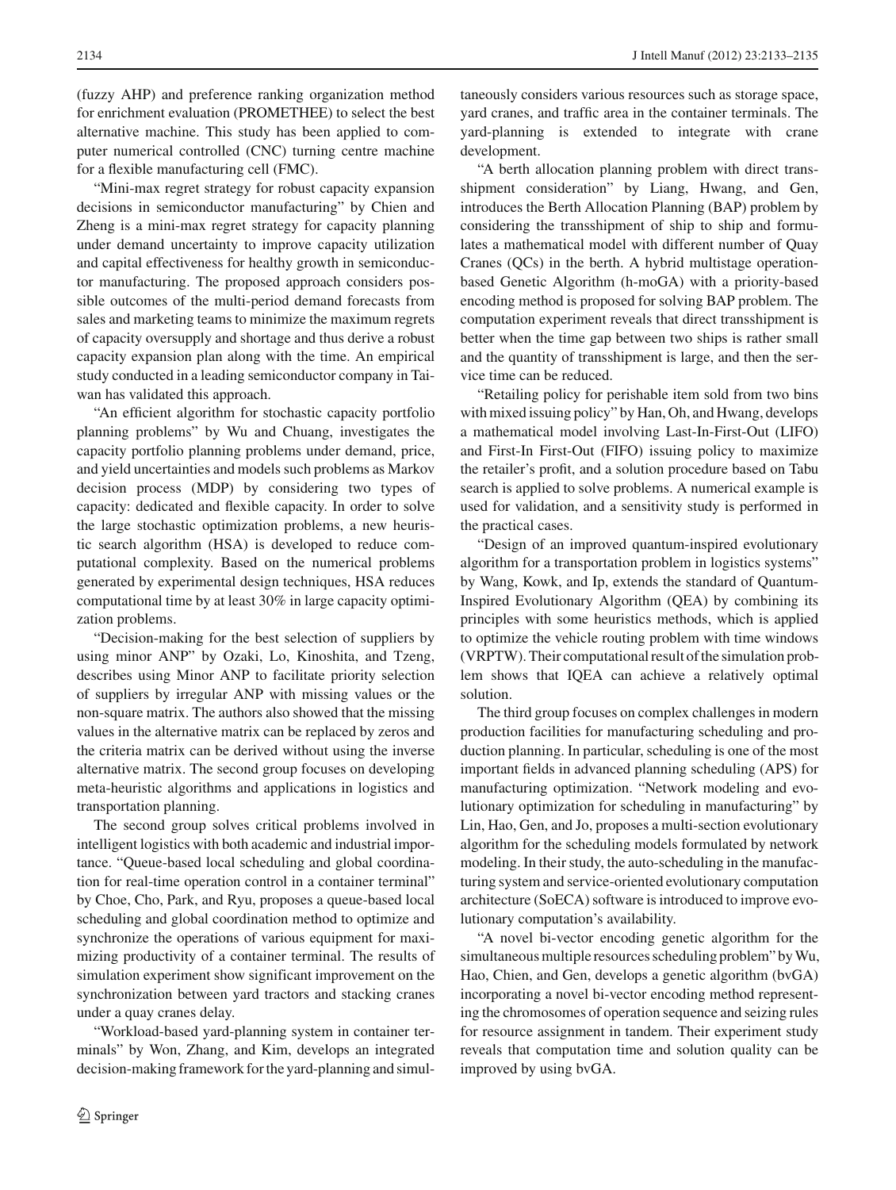(fuzzy AHP) and preference ranking organization method for enrichment evaluation (PROMETHEE) to select the best alternative machine. This study has been applied to computer numerical controlled (CNC) turning centre machine for a flexible manufacturing cell (FMC).

"Mini-max regret strategy for robust capacity expansion decisions in semiconductor manufacturing" by Chien and Zheng is a mini-max regret strategy for capacity planning under demand uncertainty to improve capacity utilization and capital effectiveness for healthy growth in semiconductor manufacturing. The proposed approach considers possible outcomes of the multi-period demand forecasts from sales and marketing teams to minimize the maximum regrets of capacity oversupply and shortage and thus derive a robust capacity expansion plan along with the time. An empirical study conducted in a leading semiconductor company in Taiwan has validated this approach.

"An efficient algorithm for stochastic capacity portfolio planning problems" by Wu and Chuang, investigates the capacity portfolio planning problems under demand, price, and yield uncertainties and models such problems as Markov decision process (MDP) by considering two types of capacity: dedicated and flexible capacity. In order to solve the large stochastic optimization problems, a new heuristic search algorithm (HSA) is developed to reduce computational complexity. Based on the numerical problems generated by experimental design techniques, HSA reduces computational time by at least 30% in large capacity optimization problems.

"Decision-making for the best selection of suppliers by using minor ANP" by Ozaki, Lo, Kinoshita, and Tzeng, describes using Minor ANP to facilitate priority selection of suppliers by irregular ANP with missing values or the non-square matrix. The authors also showed that the missing values in the alternative matrix can be replaced by zeros and the criteria matrix can be derived without using the inverse alternative matrix. The second group focuses on developing meta-heuristic algorithms and applications in logistics and transportation planning.

The second group solves critical problems involved in intelligent logistics with both academic and industrial importance. "Queue-based local scheduling and global coordination for real-time operation control in a container terminal" by Choe, Cho, Park, and Ryu, proposes a queue-based local scheduling and global coordination method to optimize and synchronize the operations of various equipment for maximizing productivity of a container terminal. The results of simulation experiment show significant improvement on the synchronization between yard tractors and stacking cranes under a quay cranes delay.

"Workload-based yard-planning system in container terminals" by Won, Zhang, and Kim, develops an integrated decision-making framework for the yard-planning and simultaneously considers various resources such as storage space, yard cranes, and traffic area in the container terminals. The yard-planning is extended to integrate with crane development.

"A berth allocation planning problem with direct transshipment consideration" by Liang, Hwang, and Gen, introduces the Berth Allocation Planning (BAP) problem by considering the transshipment of ship to ship and formulates a mathematical model with different number of Quay Cranes (QCs) in the berth. A hybrid multistage operation-based Genetic Algorithm (h-moGA) with a priority-based encoding method is proposed for solving BAP problem. The computation experiment reveals that direct transshipment is better when the time gap between two ships is rather small and the quantity of transshipment is large, and then the service time can be reduced.

"Retailing policy for perishable item sold from two bins with mixed issuing policy" by Han, Oh, and Hwang, develops a mathematical model involving Last-In-First-Out (LIFO) and First-In First-Out (FIFO) issuing policy to maximize the retailer's profit, and a solution procedure based on Tabu search is applied to solve problems. A numerical example is used for validation, and a sensitivity study is performed in the practical cases.

"Design of an improved quantum-inspired evolutionary algorithm for a transportation problem in logistics systems" by Wang, Kowk, and Ip, extends the standard of Quantum-Inspired Evolutionary Algorithm (QEA) by combining its principles with some heuristics methods, which is applied to optimize the vehicle routing problem with time windows (VRPTW). Their computational result of the simulation problem shows that IQEA can achieve a relatively optimal solution.

The third group focuses on complex challenges in modern production facilities for manufacturing scheduling and production planning. In particular, scheduling is one of the most important fields in advanced planning scheduling (APS) for manufacturing optimization. "Network modeling and evolutionary optimization for scheduling in manufacturing" by Lin, Hao, Gen, and Jo, proposes a multi-section evolutionary algorithm for the scheduling models formulated by network modeling. In their study, the auto-scheduling in the manufacturing system and service-oriented evolutionary computation architecture (SoECA) software is introduced to improve evolutionary computation's availability.

"A novel bi-vector encoding genetic algorithm for the simultaneous multiple resources scheduling problem" by Wu, Hao, Chien, and Gen, develops a genetic algorithm (bvGA) incorporating a novel bi-vector encoding method representing the chromosomes of operation sequence and seizing rules for resource assignment in tandem. Their experiment study reveals that computation time and solution quality can be improved by using bvGA.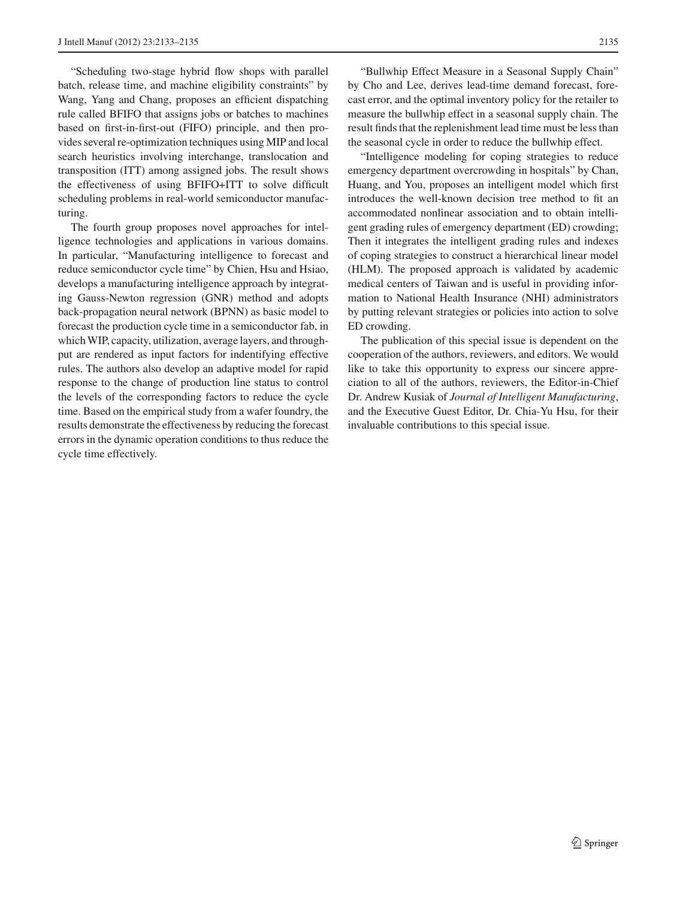"Scheduling two-stage hybrid flow shops with parallel batch, release time, and machine eligibility constraints" by Wang, Yang and Chang, proposes an efficient dispatching rule called BFIFO that assigns jobs or batches to machines based on first-in-first-out (FIFO) principle, and then provides several re-optimization techniques using MIP and local search heuristics involving interchange, translocation and transposition (ITT) among assigned jobs. The result shows the effectiveness of using BFIFO+ITT to solve difficult scheduling problems in real-world semiconductor manufacturing.

The fourth group proposes novel approaches for intelligence technologies and applications in various domains. In particular, "Manufacturing intelligence to forecast and reduce semiconductor cycle time" by Chien, Hsu and Hsiao, develops a manufacturing intelligence approach by integrating Gauss-Newton regression (GNR) method and adopts back-propagation neural network (BPNN) as basic model to forecast the production cycle time in a semiconductor fab, in which WIP, capacity, utilization, average layers, and throughput are rendered as input factors for indentifying effective rules. The authors also develop an adaptive model for rapid response to the change of production line status to control the levels of the corresponding factors to reduce the cycle time. Based on the empirical study from a wafer foundry, the results demonstrate the effectiveness by reducing the forecast errors in the dynamic operation conditions to thus reduce the cycle time effectively.

"Bullwhip Effect Measure in a Seasonal Supply Chain" by Cho and Lee, derives lead-time demand forecast, forecast error, and the optimal inventory policy for the retailer to measure the bullwhip effect in a seasonal supply chain. The result finds that the replenishment lead time must be less than the seasonal cycle in order to reduce the bullwhip effect.

"Intelligence modeling for coping strategies to reduce emergency department overcrowding in hospitals" by Chan, Huang, and You, proposes an intelligent model which first introduces the well-known decision tree method to fit an accommodated nonlinear association and to obtain intelligent grading rules of emergency department (ED) crowding; Then it integrates the intelligent grading rules and indexes of coping strategies to construct a hierarchical linear model (HLM). The proposed approach is validated by academic medical centers of Taiwan and is useful in providing information to National Health Insurance (NHI) administrators by putting relevant strategies or policies into action to solve ED crowding.

The publication of this special issue is dependent on the cooperation of the authors, reviewers, and editors. We would like to take this opportunity to express our sincere appreciation to all of the authors, reviewers, the Editor-in-Chief Dr. Andrew Kusiak of *Journal of Intelligent Manufacturing*, and the Executive Guest Editor, Dr. Chia-Yu Hsu, for their invaluable contributions to this special issue.